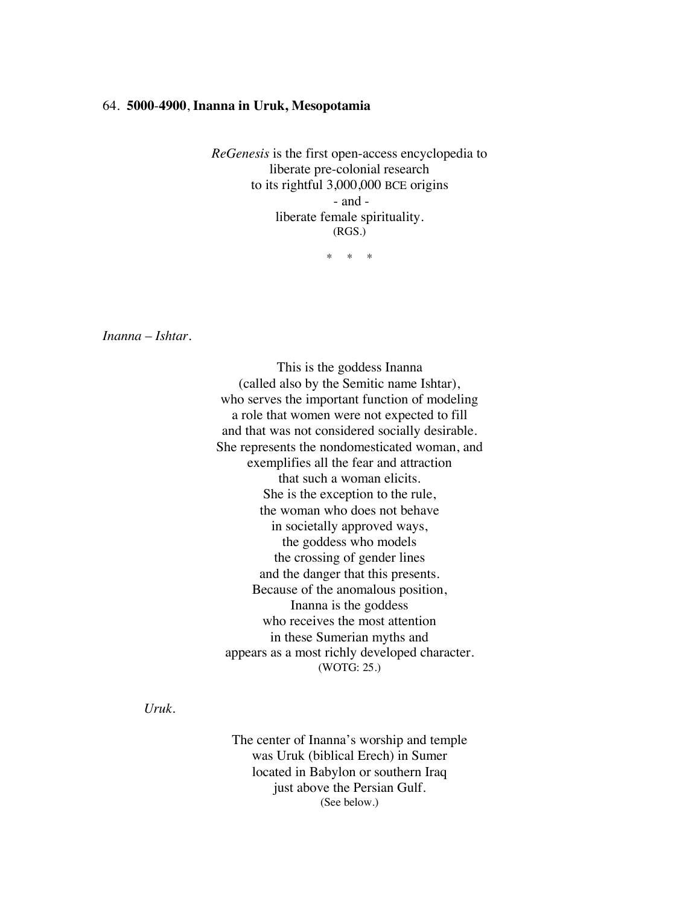64. **5000-4900**, **Inanna in Uruk, Mesopotamia**

*ReGenesis* is the first open-access encyclopedia to
liberate pre-colonial research
to its rightful 3,000,000 BCE origins
- and -
liberate female spirituality.
(RGS.)

\* \* \*

*Inanna – Ishtar*.

This is the goddess Inanna
(called also by the Semitic name Ishtar),
who serves the important function of modeling
a role that women were not expected to fill
and that was not considered socially desirable.
She represents the nondomesticated woman, and
exemplifies all the fear and attraction
that such a woman elicits.
She is the exception to the rule,
the woman who does not behave
in societally approved ways,
the goddess who models
the crossing of gender lines
and the danger that this presents.
Because of the anomalous position,
Inanna is the goddess
who receives the most attention
in these Sumerian myths and
appears as a most richly developed character.
(WOTG: 25.)

*Uruk*.

The center of Inanna's worship and temple
was Uruk (biblical Erech) in Sumer
located in Babylon or southern Iraq
just above the Persian Gulf.
(See below.)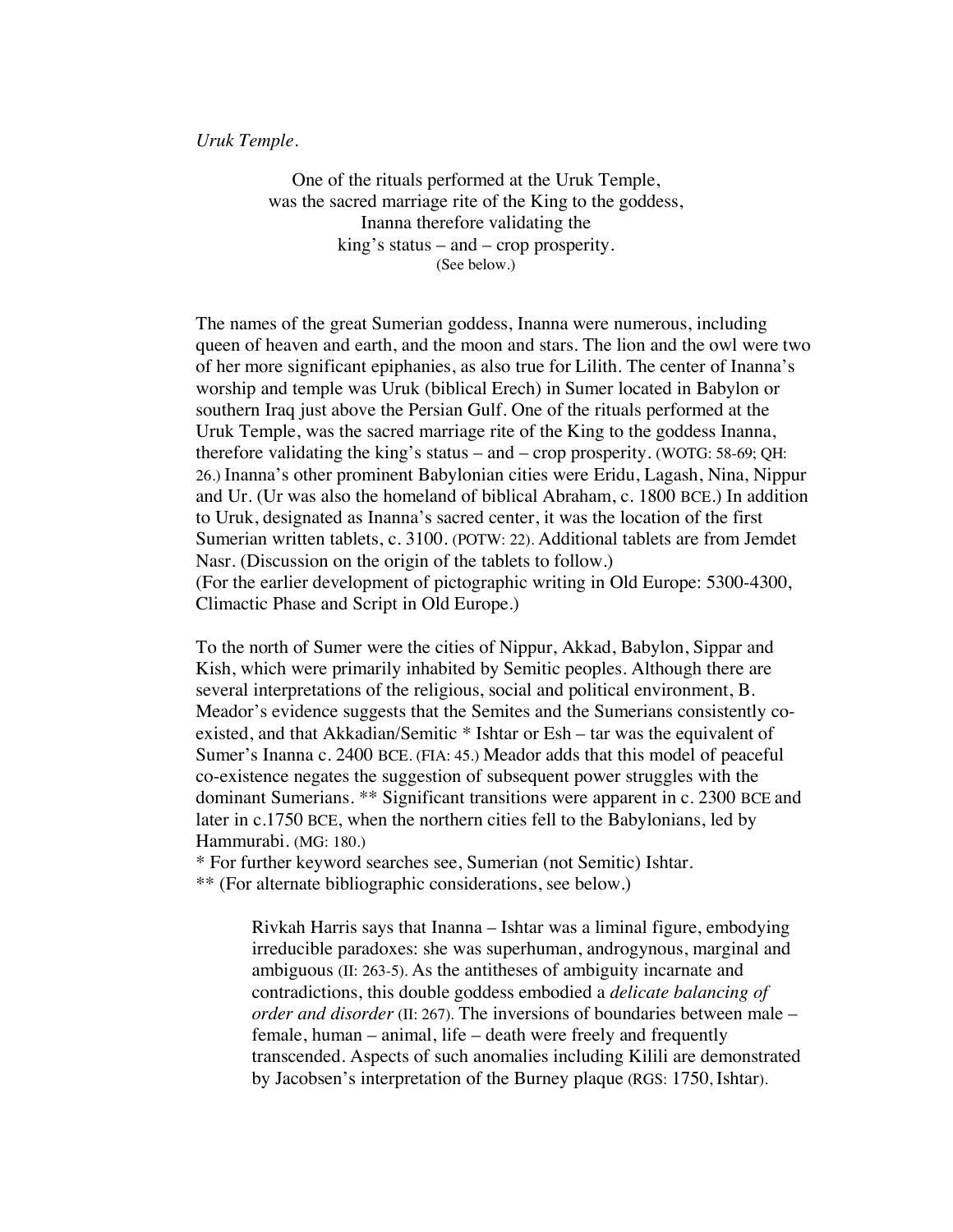*Uruk Temple.*

<div align="center">

One of the rituals performed at the Uruk Temple,
was the sacred marriage rite of the King to the goddess,
Inanna therefore validating the
king's status – and – crop prosperity.
(See below.)

</div>

The names of the great Sumerian goddess, Inanna were numerous, including queen of heaven and earth, and the moon and stars. The lion and the owl were two of her more significant epiphanies, as also true for Lilith. The center of Inanna's worship and temple was Uruk (biblical Erech) in Sumer located in Babylon or southern Iraq just above the Persian Gulf. One of the rituals performed at the Uruk Temple, was the sacred marriage rite of the King to the goddess Inanna, therefore validating the king's status – and – crop prosperity. (WOTG: 58-69; QH: 26.) Inanna's other prominent Babylonian cities were Eridu, Lagash, Nina, Nippur and Ur. (Ur was also the homeland of biblical Abraham, c. 1800 BCE.) In addition to Uruk, designated as Inanna's sacred center, it was the location of the first Sumerian written tablets, c. 3100. (POTW: 22). Additional tablets are from Jemdet Nasr. (Discussion on the origin of the tablets to follow.)
(For the earlier development of pictographic writing in Old Europe: 5300-4300, Climactic Phase and Script in Old Europe.)

To the north of Sumer were the cities of Nippur, Akkad, Babylon, Sippar and Kish, which were primarily inhabited by Semitic peoples. Although there are several interpretations of the religious, social and political environment, B. Meador's evidence suggests that the Semites and the Sumerians consistently co-existed, and that Akkadian/Semitic * Ishtar or Esh – tar was the equivalent of Sumer's Inanna c. 2400 BCE. (FIA: 45.) Meador adds that this model of peaceful co-existence negates the suggestion of subsequent power struggles with the dominant Sumerians. ** Significant transitions were apparent in c. 2300 BCE and later in c.1750 BCE, when the northern cities fell to the Babylonians, led by Hammurabi. (MG: 180.)
* For further keyword searches see, Sumerian (not Semitic) Ishtar.
** (For alternate bibliographic considerations, see below.)

> Rivkah Harris says that Inanna – Ishtar was a liminal figure, embodying irreducible paradoxes: she was superhuman, androgynous, marginal and ambiguous (II: 263-5). As the antitheses of ambiguity incarnate and contradictions, this double goddess embodied a *delicate balancing of order and disorder* (II: 267). The inversions of boundaries between male – female, human – animal, life – death were freely and frequently transcended. Aspects of such anomalies including Kilili are demonstrated by Jacobsen's interpretation of the Burney plaque (RGS: 1750, Ishtar).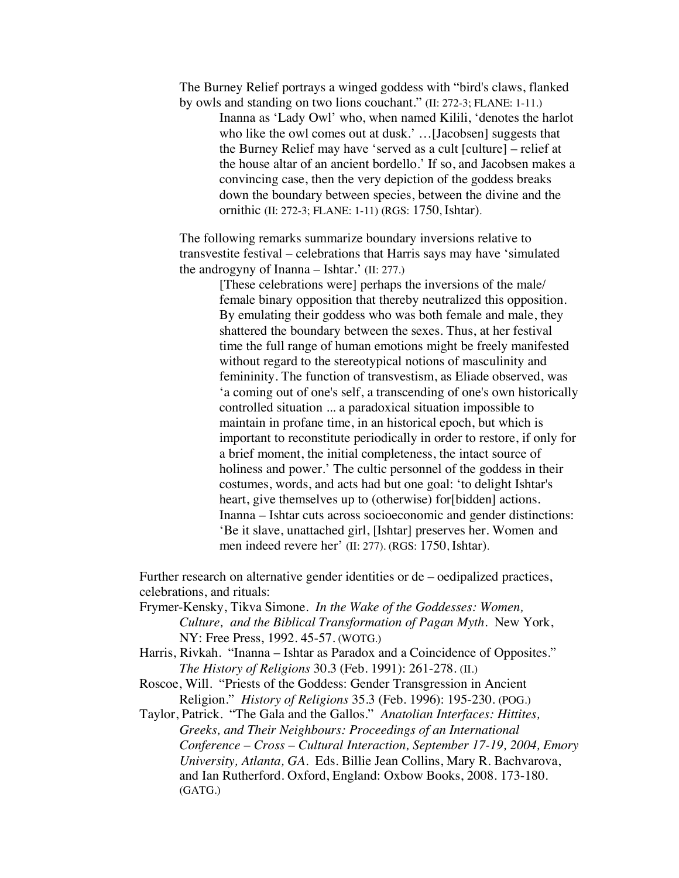The Burney Relief portrays a winged goddess with "bird's claws, flanked by owls and standing on two lions couchant." (II: 272-3; FLANE: 1-11.)

> Inanna as 'Lady Owl' who, when named Kilili, 'denotes the harlot who like the owl comes out at dusk.' …[Jacobsen] suggests that the Burney Relief may have 'served as a cult [culture] – relief at the house altar of an ancient bordello.' If so, and Jacobsen makes a convincing case, then the very depiction of the goddess breaks down the boundary between species, between the divine and the ornithic (II: 272-3; FLANE: 1-11) (RGS: 1750, Ishtar).

The following remarks summarize boundary inversions relative to transvestite festival – celebrations that Harris says may have 'simulated the androgyny of Inanna – Ishtar.' (II: 277.)

> [These celebrations were] perhaps the inversions of the male/ female binary opposition that thereby neutralized this opposition. By emulating their goddess who was both female and male, they shattered the boundary between the sexes. Thus, at her festival time the full range of human emotions might be freely manifested without regard to the stereotypical notions of masculinity and femininity. The function of transvestism, as Eliade observed, was 'a coming out of one's self, a transcending of one's own historically controlled situation ... a paradoxical situation impossible to maintain in profane time, in an historical epoch, but which is important to reconstitute periodically in order to restore, if only for a brief moment, the initial completeness, the intact source of holiness and power.' The cultic personnel of the goddess in their costumes, words, and acts had but one goal: 'to delight Ishtar's heart, give themselves up to (otherwise) for[bidden] actions. Inanna – Ishtar cuts across socioeconomic and gender distinctions: 'Be it slave, unattached girl, [Ishtar] preserves her. Women and men indeed revere her' (II: 277). (RGS: 1750, Ishtar).

Further research on alternative gender identities or de – oedipalized practices, celebrations, and rituals:

Frymer-Kensky, Tikva Simone. *In the Wake of the Goddesses: Women, Culture, and the Biblical Transformation of Pagan Myth*. New York, NY: Free Press, 1992. 45-57. (WOTG.)

Harris, Rivkah. "Inanna – Ishtar as Paradox and a Coincidence of Opposites." *The History of Religions* 30.3 (Feb. 1991): 261-278. (II.)

Roscoe, Will. "Priests of the Goddess: Gender Transgression in Ancient Religion." *History of Religions* 35.3 (Feb. 1996): 195-230. (POG.)

Taylor, Patrick. "The Gala and the Gallos." *Anatolian Interfaces: Hittites, Greeks, and Their Neighbours: Proceedings of an International Conference – Cross – Cultural Interaction, September 17-19, 2004, Emory University, Atlanta, GA*. Eds. Billie Jean Collins, Mary R. Bachvarova, and Ian Rutherford. Oxford, England: Oxbow Books, 2008. 173-180. (GATG.)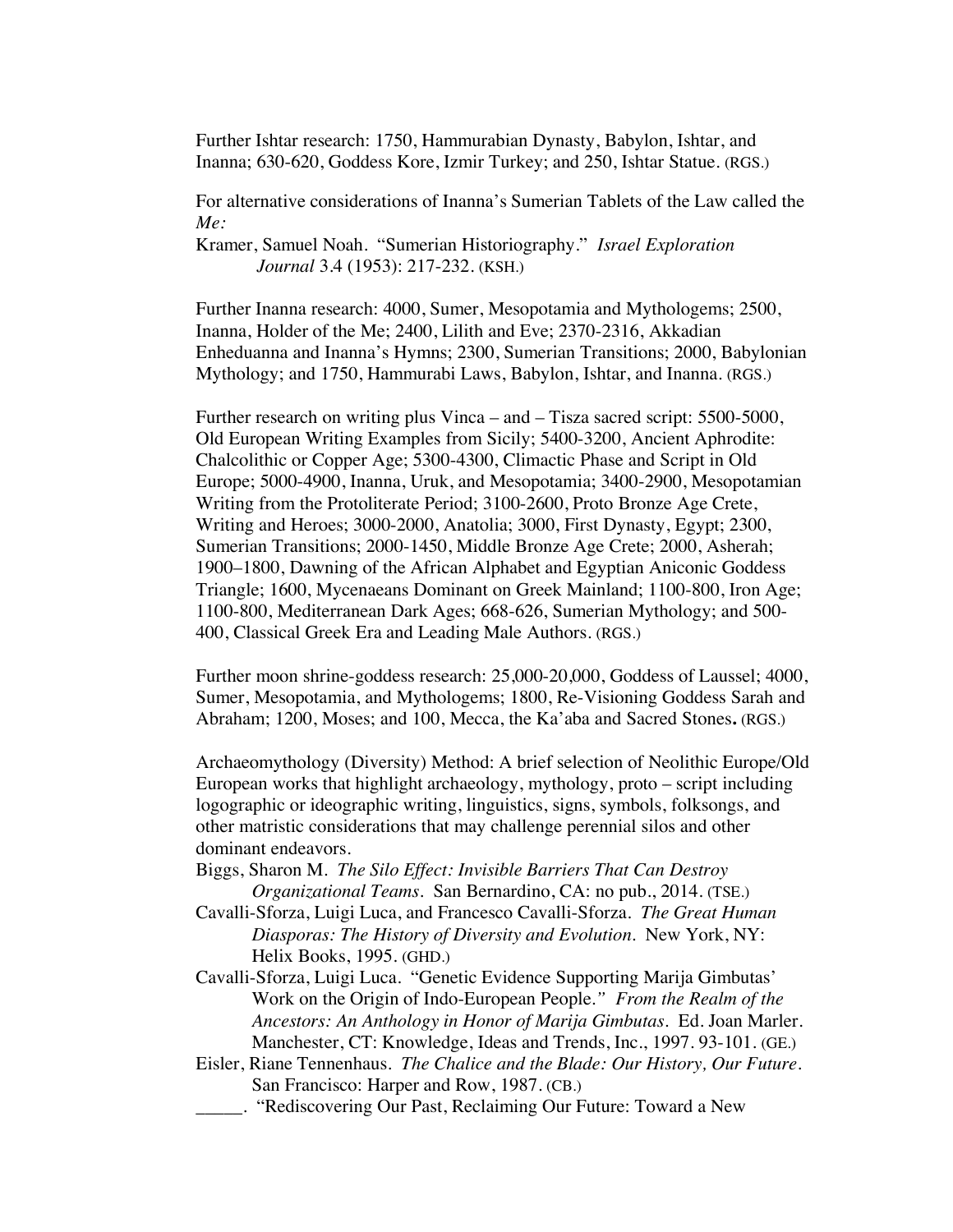Further Ishtar research: 1750, Hammurabian Dynasty, Babylon, Ishtar, and Inanna; 630-620, Goddess Kore, Izmir Turkey; and 250, Ishtar Statue. (RGS.)

For alternative considerations of Inanna's Sumerian Tablets of the Law called the *Me:*

Kramer, Samuel Noah. "Sumerian Historiography." *Israel Exploration Journal* 3.4 (1953): 217-232. (KSH.)

Further Inanna research: 4000, Sumer, Mesopotamia and Mythologems; 2500, Inanna, Holder of the Me; 2400, Lilith and Eve; 2370-2316, Akkadian Enheduanna and Inanna's Hymns; 2300, Sumerian Transitions; 2000, Babylonian Mythology; and 1750, Hammurabi Laws, Babylon, Ishtar, and Inanna. (RGS.)

Further research on writing plus Vinca – and – Tisza sacred script: 5500-5000, Old European Writing Examples from Sicily; 5400-3200, Ancient Aphrodite: Chalcolithic or Copper Age; 5300-4300, Climactic Phase and Script in Old Europe; 5000-4900, Inanna, Uruk, and Mesopotamia; 3400-2900, Mesopotamian Writing from the Protoliterate Period; 3100-2600, Proto Bronze Age Crete, Writing and Heroes; 3000-2000, Anatolia; 3000, First Dynasty, Egypt; 2300, Sumerian Transitions; 2000-1450, Middle Bronze Age Crete; 2000, Asherah; 1900–1800, Dawning of the African Alphabet and Egyptian Aniconic Goddess Triangle; 1600, Mycenaeans Dominant on Greek Mainland; 1100-800, Iron Age; 1100-800, Mediterranean Dark Ages; 668-626, Sumerian Mythology; and 500-400, Classical Greek Era and Leading Male Authors. (RGS.)

Further moon shrine-goddess research: 25,000-20,000, Goddess of Laussel; 4000, Sumer, Mesopotamia, and Mythologems; 1800, Re-Visioning Goddess Sarah and Abraham; 1200, Moses; and 100, Mecca, the Ka'aba and Sacred Stones**.** (RGS.)

Archaeomythology (Diversity) Method: A brief selection of Neolithic Europe/Old European works that highlight archaeology, mythology, proto – script including logographic or ideographic writing, linguistics, signs, symbols, folksongs, and other matristic considerations that may challenge perennial silos and other dominant endeavors.

Biggs, Sharon M. *The Silo Effect: Invisible Barriers That Can Destroy Organizational Teams*. San Bernardino, CA: no pub., 2014. (TSE.)

Cavalli-Sforza, Luigi Luca, and Francesco Cavalli-Sforza. *The Great Human Diasporas: The History of Diversity and Evolution*. New York, NY: Helix Books, 1995. (GHD.)

Cavalli-Sforza, Luigi Luca. "Genetic Evidence Supporting Marija Gimbutas' Work on the Origin of Indo-European People." *From the Realm of the Ancestors: An Anthology in Honor of Marija Gimbutas*. Ed. Joan Marler. Manchester, CT: Knowledge, Ideas and Trends, Inc., 1997. 93-101. (GE.)

Eisler, Riane Tennenhaus. *The Chalice and the Blade: Our History, Our Future*. San Francisco: Harper and Row, 1987. (CB.)

_____. "Rediscovering Our Past, Reclaiming Our Future: Toward a New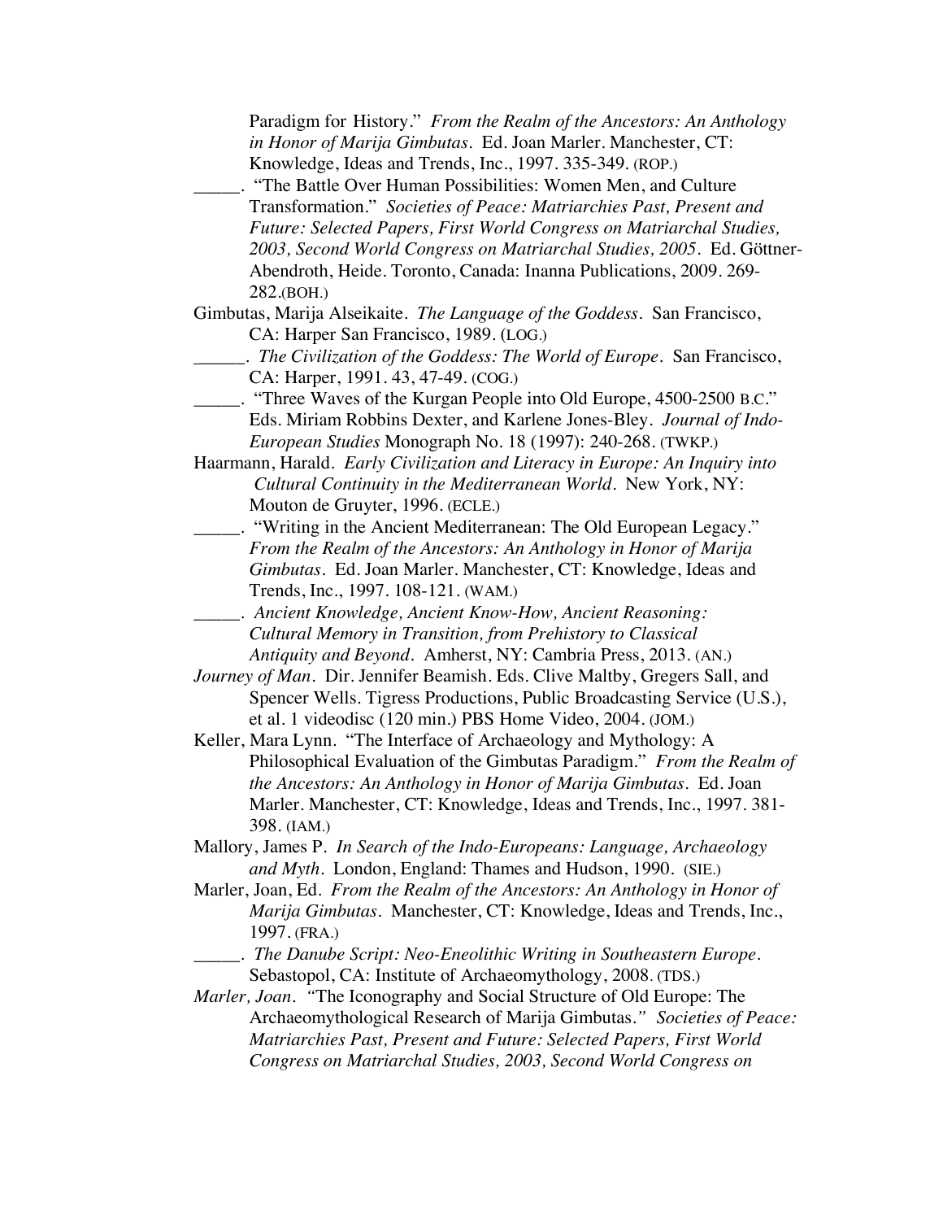Paradigm for History." *From the Realm of the Ancestors: An Anthology in Honor of Marija Gimbutas*. Ed. Joan Marler. Manchester, CT: Knowledge, Ideas and Trends, Inc., 1997. 335-349. (ROP.)

_____. "The Battle Over Human Possibilities: Women Men, and Culture Transformation." *Societies of Peace: Matriarchies Past, Present and Future: Selected Papers, First World Congress on Matriarchal Studies, 2003, Second World Congress on Matriarchal Studies, 2005*. Ed. Göttner-Abendroth, Heide. Toronto, Canada: Inanna Publications, 2009. 269-282.(BOH.)

Gimbutas, Marija Alseikaite. *The Language of the Goddess*. San Francisco, CA: Harper San Francisco, 1989. (LOG.)

______. *The Civilization of the Goddess: The World of Europe*. San Francisco, CA: Harper, 1991. 43, 47-49. (COG.)

_____. "Three Waves of the Kurgan People into Old Europe, 4500-2500 B.C." Eds. Miriam Robbins Dexter, and Karlene Jones-Bley. *Journal of Indo-European Studies* Monograph No. 18 (1997): 240-268. (TWKP.)

Haarmann, Harald. *Early Civilization and Literacy in Europe: An Inquiry into Cultural Continuity in the Mediterranean World*. New York, NY: Mouton de Gruyter, 1996. (ECLE.)

_____. "Writing in the Ancient Mediterranean: The Old European Legacy." *From the Realm of the Ancestors: An Anthology in Honor of Marija Gimbutas*. Ed. Joan Marler. Manchester, CT: Knowledge, Ideas and Trends, Inc., 1997. 108-121. (WAM.)

_____. *Ancient Knowledge, Ancient Know-How, Ancient Reasoning: Cultural Memory in Transition, from Prehistory to Classical Antiquity and Beyond*. Amherst, NY: Cambria Press, 2013. (AN.)

*Journey of Man*. Dir. Jennifer Beamish. Eds. Clive Maltby, Gregers Sall, and Spencer Wells. Tigress Productions, Public Broadcasting Service (U.S.), et al. 1 videodisc (120 min.) PBS Home Video, 2004. (JOM.)

Keller, Mara Lynn. "The Interface of Archaeology and Mythology: A Philosophical Evaluation of the Gimbutas Paradigm." *From the Realm of the Ancestors: An Anthology in Honor of Marija Gimbutas*. Ed. Joan Marler. Manchester, CT: Knowledge, Ideas and Trends, Inc., 1997. 381-398. (IAM.)

Mallory, James P. *In Search of the Indo-Europeans: Language, Archaeology and Myth*. London, England: Thames and Hudson, 1990. (SIE.)

Marler, Joan, Ed. *From the Realm of the Ancestors: An Anthology in Honor of Marija Gimbutas*. Manchester, CT: Knowledge, Ideas and Trends, Inc., 1997. (FRA.)

_____. *The Danube Script: Neo-Eneolithic Writing in Southeastern Europe*. Sebastopol, CA: Institute of Archaeomythology, 2008. (TDS.)

*Marler, Joan*. "The Iconography and Social Structure of Old Europe: The Archaeomythological Research of Marija Gimbutas." *Societies of Peace: Matriarchies Past, Present and Future: Selected Papers, First World Congress on Matriarchal Studies, 2003, Second World Congress on*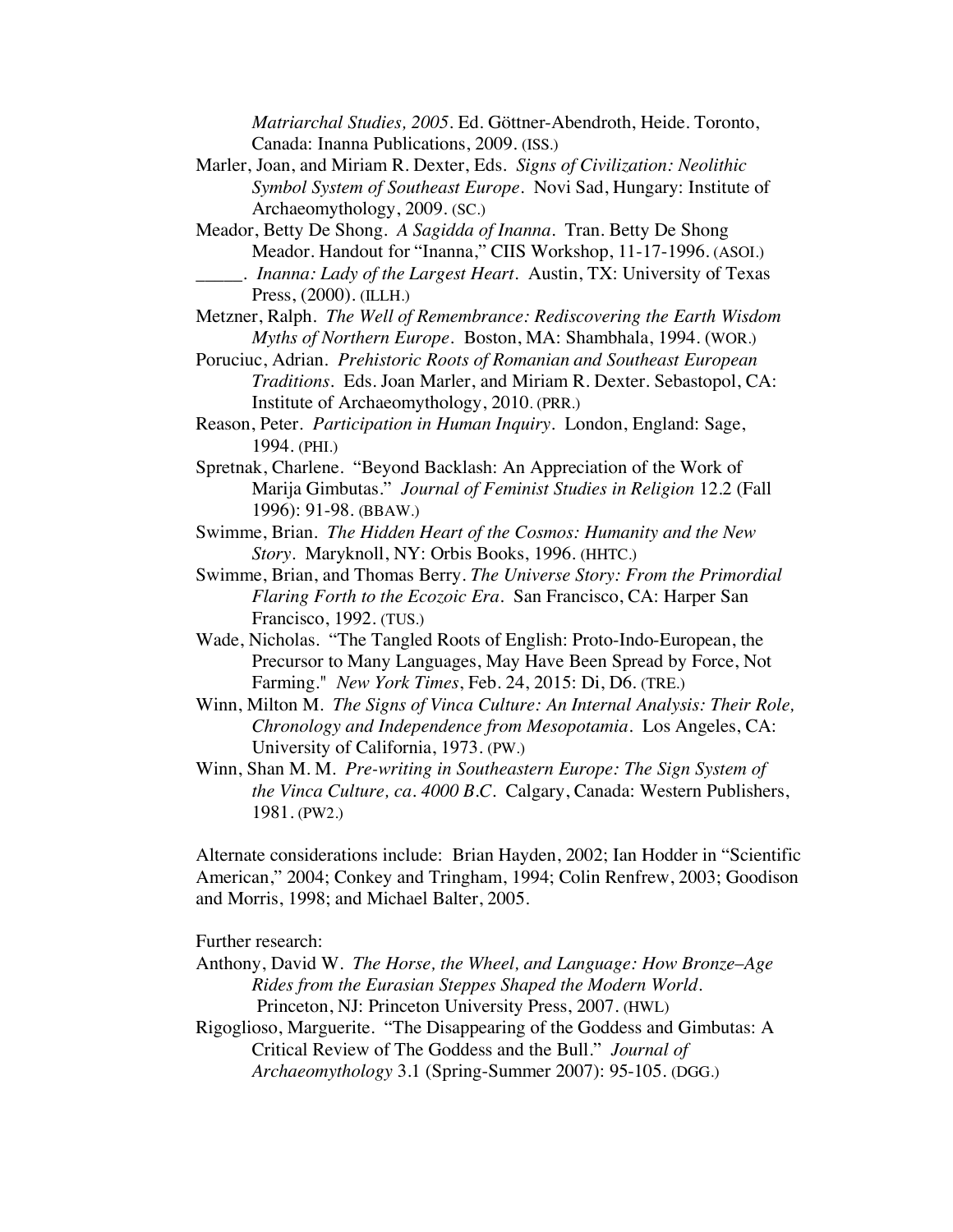*Matriarchal Studies, 2005*. Ed. Göttner-Abendroth, Heide. Toronto, Canada: Inanna Publications, 2009. (ISS.)

Marler, Joan, and Miriam R. Dexter, Eds. *Signs of Civilization: Neolithic Symbol System of Southeast Europe*. Novi Sad, Hungary: Institute of Archaeomythology, 2009. (SC.)

Meador, Betty De Shong. *A Sagidda of Inanna*. Tran. Betty De Shong Meador. Handout for "Inanna," CIIS Workshop, 11-17-1996. (ASOI.)

_____. *Inanna: Lady of the Largest Heart*. Austin, TX: University of Texas Press, (2000). (ILLH.)

Metzner, Ralph. *The Well of Remembrance: Rediscovering the Earth Wisdom Myths of Northern Europe*. Boston, MA: Shambhala, 1994. (WOR.)

Poruciuc, Adrian. *Prehistoric Roots of Romanian and Southeast European Traditions*. Eds. Joan Marler, and Miriam R. Dexter. Sebastopol, CA: Institute of Archaeomythology, 2010. (PRR.)

Reason, Peter. *Participation in Human Inquiry*. London, England: Sage, 1994. (PHI.)

Spretnak, Charlene. "Beyond Backlash: An Appreciation of the Work of Marija Gimbutas." *Journal of Feminist Studies in Religion* 12.2 (Fall 1996): 91-98. (BBAW.)

Swimme, Brian. *The Hidden Heart of the Cosmos: Humanity and the New Story*. Maryknoll, NY: Orbis Books, 1996. (HHTC.)

Swimme, Brian, and Thomas Berry. *The Universe Story: From the Primordial Flaring Forth to the Ecozoic Era*. San Francisco, CA: Harper San Francisco, 1992. (TUS.)

Wade, Nicholas. "The Tangled Roots of English: Proto-Indo-European, the Precursor to Many Languages, May Have Been Spread by Force, Not Farming." *New York Times*, Feb. 24, 2015: Di, D6. (TRE.)

Winn, Milton M. *The Signs of Vinca Culture: An Internal Analysis: Their Role, Chronology and Independence from Mesopotamia*. Los Angeles, CA: University of California, 1973. (PW.)

Winn, Shan M. M. *Pre-writing in Southeastern Europe: The Sign System of the Vinca Culture, ca. 4000 B.C*. Calgary, Canada: Western Publishers, 1981. (PW2.)

Alternate considerations include: Brian Hayden, 2002; Ian Hodder in "Scientific American," 2004; Conkey and Tringham, 1994; Colin Renfrew, 2003; Goodison and Morris, 1998; and Michael Balter, 2005.

Further research:

Anthony, David W. *The Horse, the Wheel, and Language: How Bronze–Age Rides from the Eurasian Steppes Shaped the Modern World*. Princeton, NJ: Princeton University Press, 2007. (HWL)

Rigoglioso, Marguerite. "The Disappearing of the Goddess and Gimbutas: A Critical Review of The Goddess and the Bull." *Journal of Archaeomythology* 3.1 (Spring-Summer 2007): 95-105. (DGG.)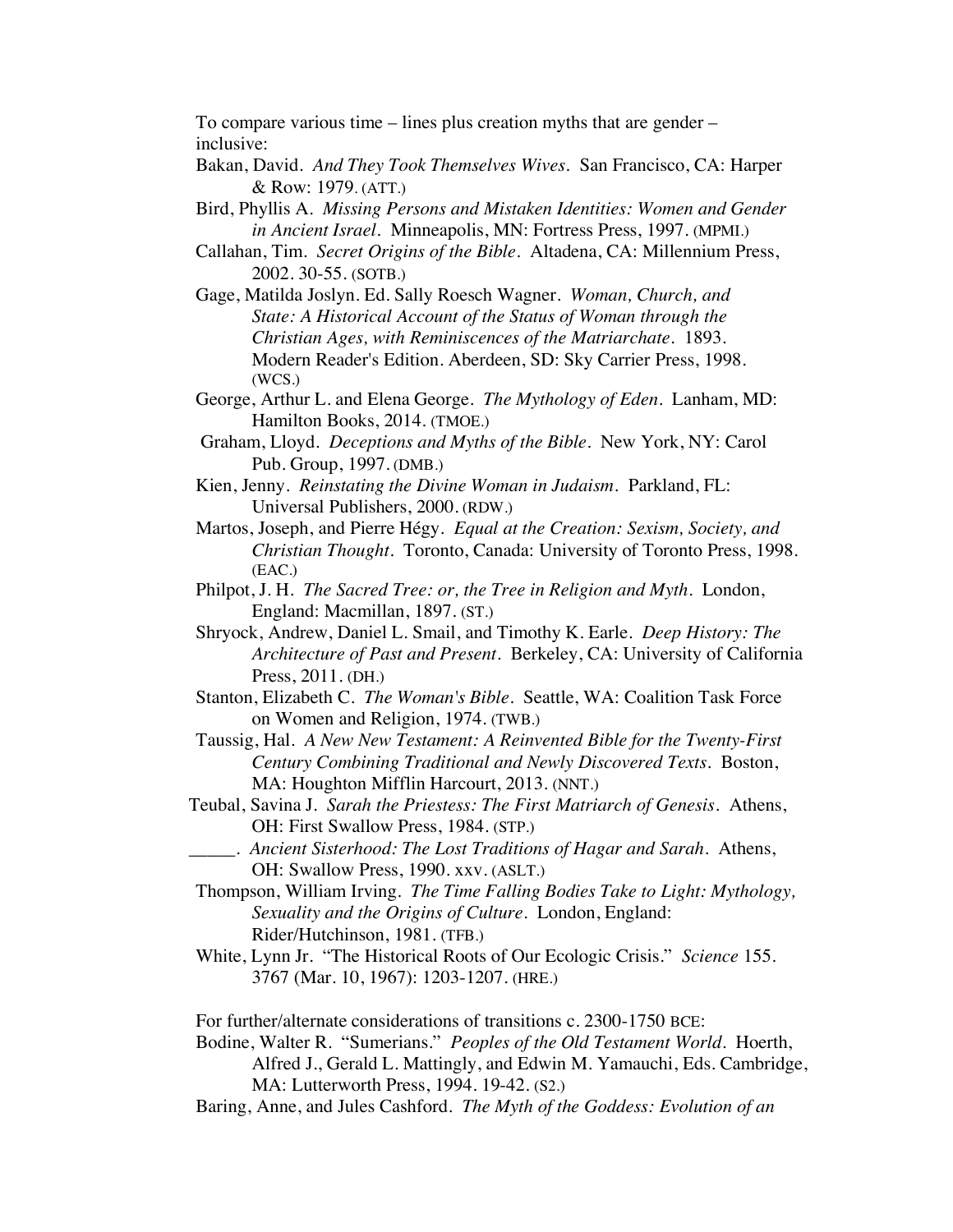To compare various time – lines plus creation myths that are gender – inclusive:

Bakan, David. *And They Took Themselves Wives*. San Francisco, CA: Harper & Row: 1979. (ATT.)

Bird, Phyllis A. *Missing Persons and Mistaken Identities: Women and Gender in Ancient Israel*. Minneapolis, MN: Fortress Press, 1997. (MPMI.)

Callahan, Tim. *Secret Origins of the Bible*. Altadena, CA: Millennium Press, 2002. 30-55. (SOTB.)

Gage, Matilda Joslyn. Ed. Sally Roesch Wagner. *Woman, Church, and State: A Historical Account of the Status of Woman through the Christian Ages, with Reminiscences of the Matriarchate*. 1893. Modern Reader's Edition. Aberdeen, SD: Sky Carrier Press, 1998. (WCS.)

George, Arthur L. and Elena George. *The Mythology of Eden*. Lanham, MD: Hamilton Books, 2014. (TMOE.)

Graham, Lloyd. *Deceptions and Myths of the Bible*. New York, NY: Carol Pub. Group, 1997. (DMB.)

Kien, Jenny. *Reinstating the Divine Woman in Judaism*. Parkland, FL: Universal Publishers, 2000. (RDW.)

Martos, Joseph, and Pierre Hégy. *Equal at the Creation: Sexism, Society, and Christian Thought*. Toronto, Canada: University of Toronto Press, 1998. (EAC.)

Philpot, J. H. *The Sacred Tree: or, the Tree in Religion and Myth*. London, England: Macmillan, 1897. (ST.)

Shryock, Andrew, Daniel L. Smail, and Timothy K. Earle. *Deep History: The Architecture of Past and Present*. Berkeley, CA: University of California Press, 2011. (DH.)

Stanton, Elizabeth C. *The Woman's Bible*. Seattle, WA: Coalition Task Force on Women and Religion, 1974. (TWB.)

Taussig, Hal. *A New New Testament: A Reinvented Bible for the Twenty-First Century Combining Traditional and Newly Discovered Texts*. Boston, MA: Houghton Mifflin Harcourt, 2013. (NNT.)

Teubal, Savina J. *Sarah the Priestess: The First Matriarch of Genesis*. Athens, OH: First Swallow Press, 1984. (STP.)

_____. *Ancient Sisterhood: The Lost Traditions of Hagar and Sarah*. Athens, OH: Swallow Press, 1990. xxv. (ASLT.)

Thompson, William Irving. *The Time Falling Bodies Take to Light: Mythology, Sexuality and the Origins of Culture*. London, England: Rider/Hutchinson, 1981. (TFB.)

White, Lynn Jr. "The Historical Roots of Our Ecologic Crisis." *Science* 155. 3767 (Mar. 10, 1967): 1203-1207. (HRE.)

For further/alternate considerations of transitions c. 2300-1750 BCE:

Bodine, Walter R. "Sumerians." *Peoples of the Old Testament World*. Hoerth, Alfred J., Gerald L. Mattingly, and Edwin M. Yamauchi, Eds. Cambridge, MA: Lutterworth Press, 1994. 19-42. (S2.)

Baring, Anne, and Jules Cashford. *The Myth of the Goddess: Evolution of an*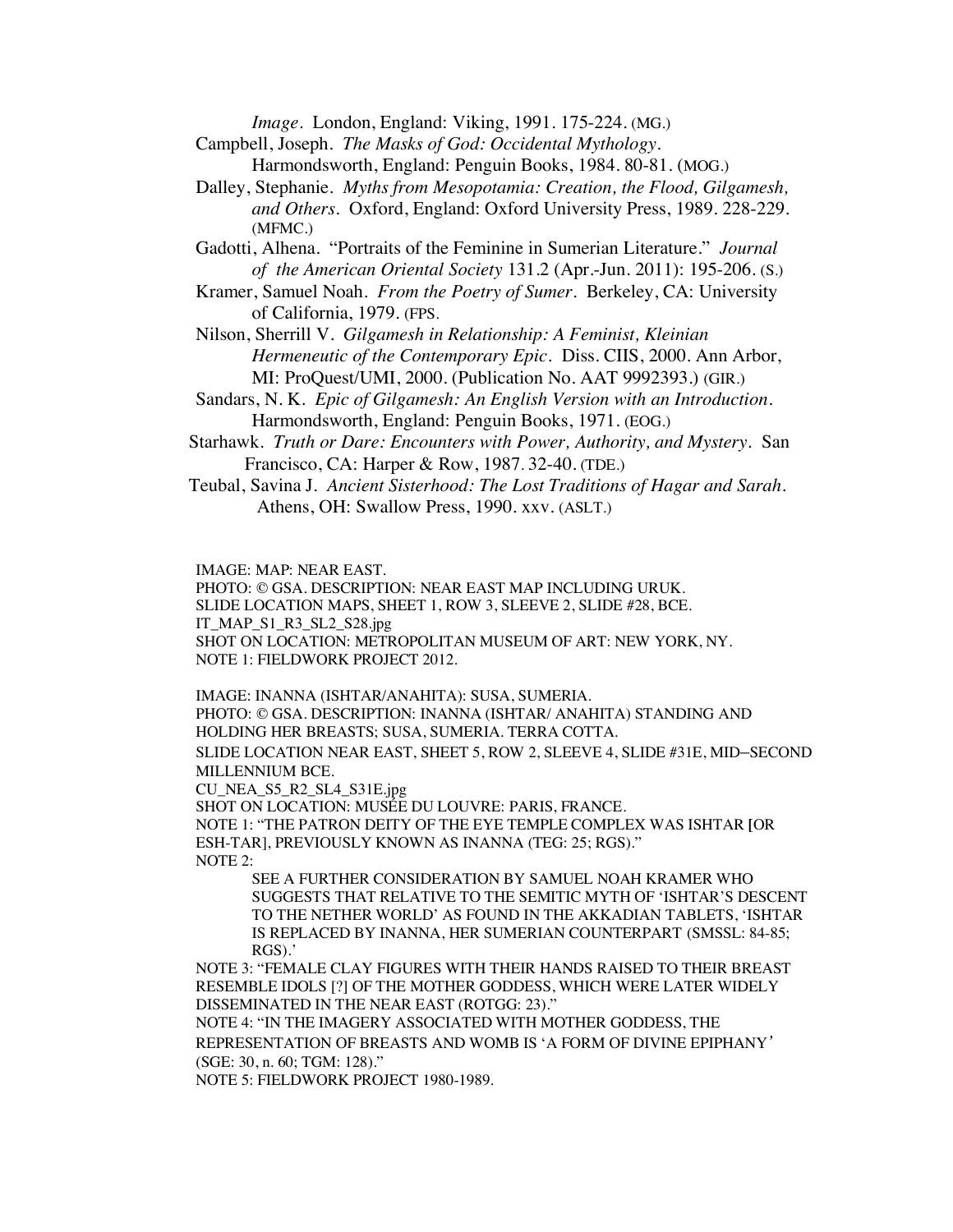*Image*. London, England: Viking, 1991. 175-224. (MG.)

Campbell, Joseph. *The Masks of God: Occidental Mythology*. Harmondsworth, England: Penguin Books, 1984. 80-81. (MOG.)

Dalley, Stephanie. *Myths from Mesopotamia: Creation, the Flood, Gilgamesh, and Others*. Oxford, England: Oxford University Press, 1989. 228-229. (MFMC.)

Gadotti, Alhena. "Portraits of the Feminine in Sumerian Literature." *Journal of the American Oriental Society* 131.2 (Apr.-Jun. 2011): 195-206. (S.)

Kramer, Samuel Noah. *From the Poetry of Sumer*. Berkeley, CA: University of California, 1979. (FPS.

Nilson, Sherrill V. *Gilgamesh in Relationship: A Feminist, Kleinian Hermeneutic of the Contemporary Epic*. Diss. CIIS, 2000. Ann Arbor, MI: ProQuest/UMI, 2000. (Publication No. AAT 9992393.) (GIR.)

Sandars, N. K. *Epic of Gilgamesh: An English Version with an Introduction*. Harmondsworth, England: Penguin Books, 1971. (EOG.)

Starhawk. *Truth or Dare: Encounters with Power, Authority, and Mystery*. San Francisco, CA: Harper & Row, 1987. 32-40. (TDE.)

Teubal, Savina J. *Ancient Sisterhood: The Lost Traditions of Hagar and Sarah*. Athens, OH: Swallow Press, 1990. xxv. (ASLT.)

IMAGE: MAP: NEAR EAST.
PHOTO: © GSA. DESCRIPTION: NEAR EAST MAP INCLUDING URUK.
SLIDE LOCATION MAPS, SHEET 1, ROW 3, SLEEVE 2, SLIDE #28, BCE.
IT_MAP_S1_R3_SL2_S28.jpg
SHOT ON LOCATION: METROPOLITAN MUSEUM OF ART: NEW YORK, NY.
NOTE 1: FIELDWORK PROJECT 2012.

IMAGE: INANNA (ISHTAR/ANAHITA): SUSA, SUMERIA.
PHOTO: © GSA. DESCRIPTION: INANNA (ISHTAR/ ANAHITA) STANDING AND HOLDING HER BREASTS; SUSA, SUMERIA. TERRA COTTA.
SLIDE LOCATION NEAR EAST, SHEET 5, ROW 2, SLEEVE 4, SLIDE #31E, MID–SECOND MILLENNIUM BCE.
CU_NEA_S5_R2_SL4_S31E.jpg
SHOT ON LOCATION: MUSÉE DU LOUVRE: PARIS, FRANCE.
NOTE 1: "THE PATRON DEITY OF THE EYE TEMPLE COMPLEX WAS ISHTAR [OR ESH-TAR], PREVIOUSLY KNOWN AS INANNA (TEG: 25; RGS)."
NOTE 2:

> SEE A FURTHER CONSIDERATION BY SAMUEL NOAH KRAMER WHO SUGGESTS THAT RELATIVE TO THE SEMITIC MYTH OF 'ISHTAR'S DESCENT TO THE NETHER WORLD' AS FOUND IN THE AKKADIAN TABLETS, 'ISHTAR IS REPLACED BY INANNA, HER SUMERIAN COUNTERPART (SMSSL: 84-85; RGS).'

NOTE 3: "FEMALE CLAY FIGURES WITH THEIR HANDS RAISED TO THEIR BREAST RESEMBLE IDOLS [?] OF THE MOTHER GODDESS, WHICH WERE LATER WIDELY DISSEMINATED IN THE NEAR EAST (ROTGG: 23)."
NOTE 4: "IN THE IMAGERY ASSOCIATED WITH MOTHER GODDESS, THE REPRESENTATION OF BREASTS AND WOMB IS 'A FORM OF DIVINE EPIPHANY' (SGE: 30, n. 60; TGM: 128)."
NOTE 5: FIELDWORK PROJECT 1980-1989.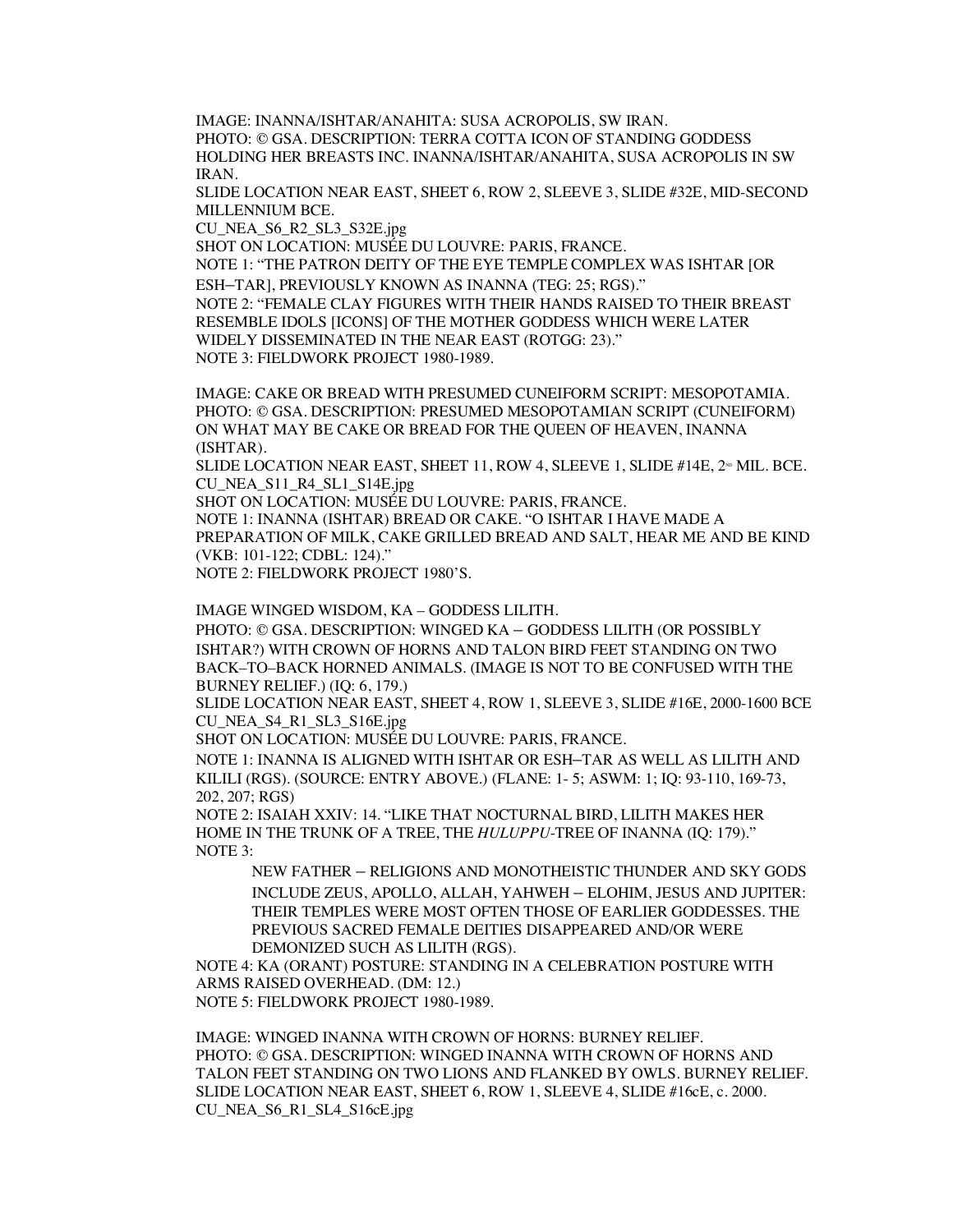IMAGE: INANNA/ISHTAR/ANAHITA: SUSA ACROPOLIS, SW IRAN.
PHOTO: © GSA. DESCRIPTION: TERRA COTTA ICON OF STANDING GODDESS HOLDING HER BREASTS INC. INANNA/ISHTAR/ANAHITA, SUSA ACROPOLIS IN SW IRAN.
SLIDE LOCATION NEAR EAST, SHEET 6, ROW 2, SLEEVE 3, SLIDE #32E, MID-SECOND MILLENNIUM BCE.
CU_NEA_S6_R2_SL3_S32E.jpg
SHOT ON LOCATION: MUSÉE DU LOUVRE: PARIS, FRANCE.
NOTE 1: "THE PATRON DEITY OF THE EYE TEMPLE COMPLEX WAS ISHTAR [OR ESH–TAR], PREVIOUSLY KNOWN AS INANNA (TEG: 25; RGS)."
NOTE 2: "FEMALE CLAY FIGURES WITH THEIR HANDS RAISED TO THEIR BREAST RESEMBLE IDOLS [ICONS] OF THE MOTHER GODDESS WHICH WERE LATER WIDELY DISSEMINATED IN THE NEAR EAST (ROTGG: 23)."
NOTE 3: FIELDWORK PROJECT 1980-1989.

IMAGE: CAKE OR BREAD WITH PRESUMED CUNEIFORM SCRIPT: MESOPOTAMIA.
PHOTO: © GSA. DESCRIPTION: PRESUMED MESOPOTAMIAN SCRIPT (CUNEIFORM) ON WHAT MAY BE CAKE OR BREAD FOR THE QUEEN OF HEAVEN, INANNA (ISHTAR).
SLIDE LOCATION NEAR EAST, SHEET 11, ROW 4, SLEEVE 1, SLIDE #14E, 2ND MIL. BCE.
CU_NEA_S11_R4_SL1_S14E.jpg
SHOT ON LOCATION: MUSÉE DU LOUVRE: PARIS, FRANCE.
NOTE 1: INANNA (ISHTAR) BREAD OR CAKE. "O ISHTAR I HAVE MADE A PREPARATION OF MILK, CAKE GRILLED BREAD AND SALT, HEAR ME AND BE KIND (VKB: 101-122; CDBL: 124)."
NOTE 2: FIELDWORK PROJECT 1980'S.

IMAGE WINGED WISDOM, KA – GODDESS LILITH.
PHOTO: © GSA. DESCRIPTION: WINGED KA – GODDESS LILITH (OR POSSIBLY ISHTAR?) WITH CROWN OF HORNS AND TALON BIRD FEET STANDING ON TWO BACK–TO–BACK HORNED ANIMALS. (IMAGE IS NOT TO BE CONFUSED WITH THE BURNEY RELIEF.) (IQ: 6, 179.)
SLIDE LOCATION NEAR EAST, SHEET 4, ROW 1, SLEEVE 3, SLIDE #16E, 2000-1600 BCE
CU_NEA_S4_R1_SL3_S16E.jpg
SHOT ON LOCATION: MUSÉE DU LOUVRE: PARIS, FRANCE.
NOTE 1: INANNA IS ALIGNED WITH ISHTAR OR ESH–TAR AS WELL AS LILITH AND KILILI (RGS). (SOURCE: ENTRY ABOVE.) (FLANE: 1- 5; ASWM: 1; IQ: 93-110, 169-73, 202, 207; RGS)
NOTE 2: ISAIAH XXIV: 14. "LIKE THAT NOCTURNAL BIRD, LILITH MAKES HER HOME IN THE TRUNK OF A TREE, THE *HULUPPU*-TREE OF INANNA (IQ: 179)."
NOTE 3:

> NEW FATHER – RELIGIONS AND MONOTHEISTIC THUNDER AND SKY GODS INCLUDE ZEUS, APOLLO, ALLAH, YAHWEH – ELOHIM, JESUS AND JUPITER: THEIR TEMPLES WERE MOST OFTEN THOSE OF EARLIER GODDESSES. THE PREVIOUS SACRED FEMALE DEITIES DISAPPEARED AND/OR WERE DEMONIZED SUCH AS LILITH (RGS).

NOTE 4: KA (ORANT) POSTURE: STANDING IN A CELEBRATION POSTURE WITH ARMS RAISED OVERHEAD. (DM: 12.)
NOTE 5: FIELDWORK PROJECT 1980-1989.

IMAGE: WINGED INANNA WITH CROWN OF HORNS: BURNEY RELIEF.
PHOTO: © GSA. DESCRIPTION: WINGED INANNA WITH CROWN OF HORNS AND TALON FEET STANDING ON TWO LIONS AND FLANKED BY OWLS. BURNEY RELIEF.
SLIDE LOCATION NEAR EAST, SHEET 6, ROW 1, SLEEVE 4, SLIDE #16cE, c. 2000.
CU_NEA_S6_R1_SL4_S16cE.jpg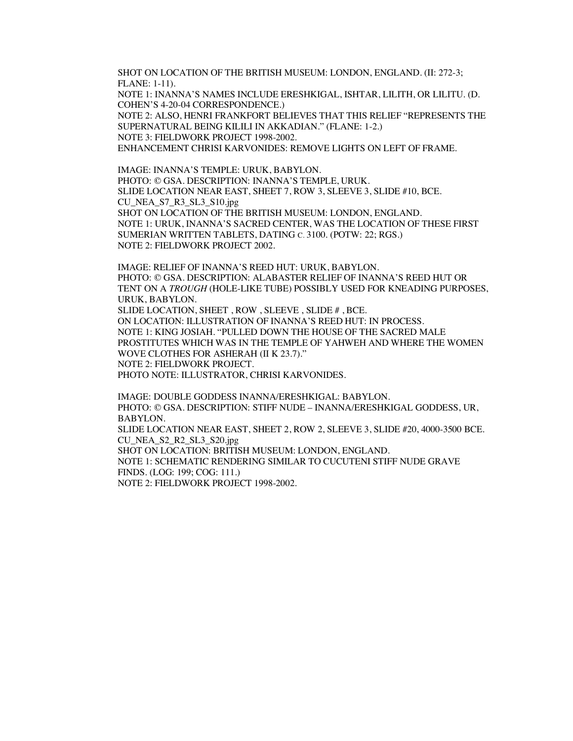SHOT ON LOCATION OF THE BRITISH MUSEUM: LONDON, ENGLAND. (II: 272-3; FLANE: 1-11).
NOTE 1: INANNA'S NAMES INCLUDE ERESHKIGAL, ISHTAR, LILITH, OR LILITU. (D. COHEN'S 4-20-04 CORRESPONDENCE.)
NOTE 2: ALSO, HENRI FRANKFORT BELIEVES THAT THIS RELIEF "REPRESENTS THE SUPERNATURAL BEING KILILI IN AKKADIAN." (FLANE: 1-2.)
NOTE 3: FIELDWORK PROJECT 1998-2002.
ENHANCEMENT CHRISI KARVONIDES: REMOVE LIGHTS ON LEFT OF FRAME.

IMAGE: INANNA'S TEMPLE: URUK, BABYLON.
PHOTO: © GSA. DESCRIPTION: INANNA'S TEMPLE, URUK.
SLIDE LOCATION NEAR EAST, SHEET 7, ROW 3, SLEEVE 3, SLIDE #10, BCE.
CU_NEA_S7_R3_SL3_S10.jpg
SHOT ON LOCATION OF THE BRITISH MUSEUM: LONDON, ENGLAND.
NOTE 1: URUK, INANNA'S SACRED CENTER, WAS THE LOCATION OF THESE FIRST SUMERIAN WRITTEN TABLETS, DATING C. 3100. (POTW: 22; RGS.)
NOTE 2: FIELDWORK PROJECT 2002.

IMAGE: RELIEF OF INANNA'S REED HUT: URUK, BABYLON.
PHOTO: © GSA. DESCRIPTION: ALABASTER RELIEF OF INANNA'S REED HUT OR TENT ON A *TROUGH* (HOLE-LIKE TUBE) POSSIBLY USED FOR KNEADING PURPOSES, URUK, BABYLON.
SLIDE LOCATION, SHEET , ROW , SLEEVE , SLIDE # , BCE.
ON LOCATION: ILLUSTRATION OF INANNA'S REED HUT: IN PROCESS.
NOTE 1: KING JOSIAH. "PULLED DOWN THE HOUSE OF THE SACRED MALE PROSTITUTES WHICH WAS IN THE TEMPLE OF YAHWEH AND WHERE THE WOMEN WOVE CLOTHES FOR ASHERAH (II K 23.7)."
NOTE 2: FIELDWORK PROJECT.
PHOTO NOTE: ILLUSTRATOR, CHRISI KARVONIDES.

IMAGE: DOUBLE GODDESS INANNA/ERESHKIGAL: BABYLON.
PHOTO: © GSA. DESCRIPTION: STIFF NUDE – INANNA/ERESHKIGAL GODDESS, UR, BABYLON.
SLIDE LOCATION NEAR EAST, SHEET 2, ROW 2, SLEEVE 3, SLIDE #20, 4000-3500 BCE.
CU_NEA_S2_R2_SL3_S20.jpg
SHOT ON LOCATION: BRITISH MUSEUM: LONDON, ENGLAND.
NOTE 1: SCHEMATIC RENDERING SIMILAR TO CUCUTENI STIFF NUDE GRAVE FINDS. (LOG: 199; COG: 111.)
NOTE 2: FIELDWORK PROJECT 1998-2002.